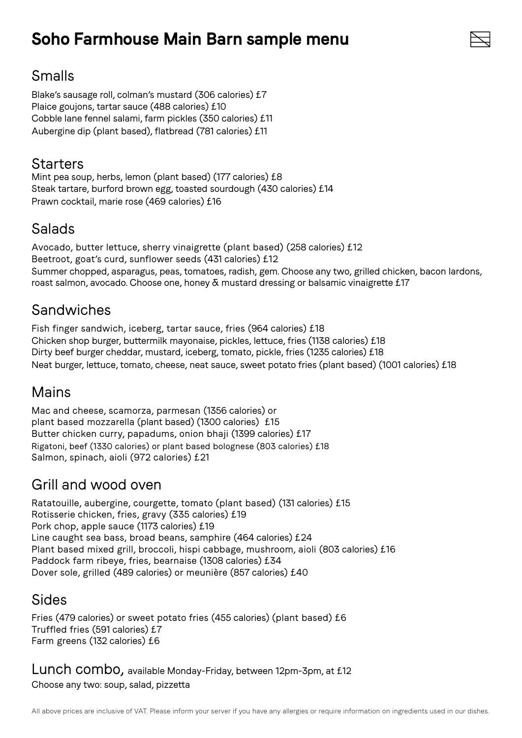# Soho Farmhouse Main Barn sample menu

## Smalls

Blake's sausage roll, colman's mustard (306 calories) £7
Plaice goujons, tartar sauce (488 calories) £10
Cobble lane fennel salami, farm pickles (350 calories) £11
Aubergine dip (plant based), flatbread (781 calories) £11

## Starters

Mint pea soup, herbs, lemon (plant based) (177 calories) £8
Steak tartare, burford brown egg, toasted sourdough (430 calories) £14
Prawn cocktail, marie rose (469 calories) £16

## Salads

Avocado, butter lettuce, sherry vinaigrette (plant based) (258 calories) £12
Beetroot, goat's curd, sunflower seeds (431 calories) £12
Summer chopped, asparagus, peas, tomatoes, radish, gem. Choose any two, grilled chicken, bacon lardons, roast salmon, avocado. Choose one, honey & mustard dressing or balsamic vinaigrette £17

## Sandwiches

Fish finger sandwich, iceberg, tartar sauce, fries (964 calories) £18
Chicken shop burger, buttermilk mayonaise, pickles, lettuce, fries (1138 calories) £18
Dirty beef burger cheddar, mustard, iceberg, tomato, pickle, fries (1235 calories) £18
Neat burger, lettuce, tomato, cheese, neat sauce, sweet potato fries (plant based) (1001 calories) £18

## Mains

Mac and cheese, scamorza, parmesan (1356 calories) or
plant based mozzarella (plant based) (1300 calories) £15
Butter chicken curry, papadums, onion bhaji (1399 calories) £17
Rigatoni, beef (1330 calories) or plant based bolognese (803 calories) £18
Salmon, spinach, aioli (972 calories) £21

## Grill and wood oven

Ratatouille, aubergine, courgette, tomato (plant based) (131 calories) £15
Rotisserie chicken, fries, gravy (335 calories) £19
Pork chop, apple sauce (1173 calories) £19
Line caught sea bass, broad beans, samphire (464 calories) £24
Plant based mixed grill, broccoli, hispi cabbage, mushroom, aioli (803 calories) £16
Paddock farm ribeye, fries, bearnaise (1308 calories) £34
Dover sole, grilled (489 calories) or meunière (857 calories) £40

## Sides

Fries (479 calories) or sweet potato fries (455 calories) (plant based) £6
Truffled fries (591 calories) £7
Farm greens (132 calories) £6

## Lunch combo, available Monday-Friday, between 12pm-3pm, at £12

Choose any two: soup, salad, pizzetta

All above prices are inclusive of VAT. Please inform your server if you have any allergies or require information on ingredients used in our dishes.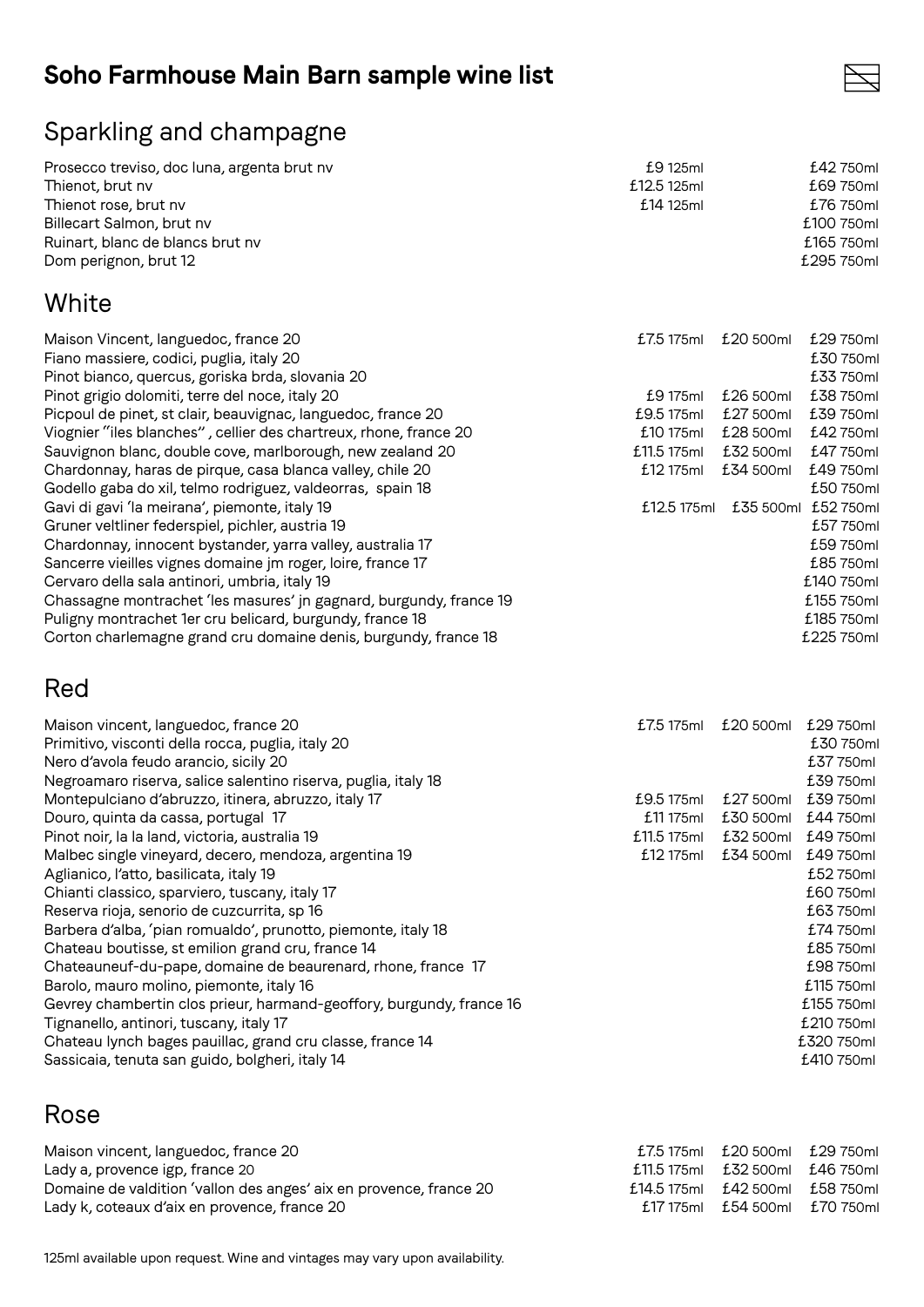# Soho Farmhouse Main Barn sample wine list

## Sparkling and champagne

| | | | |
|---|---|---|---|
| Prosecco treviso, doc luna, argenta brut nv | £9 125ml | | £42 750ml |
| Thienot, brut nv | £12.5 125ml | | £69 750ml |
| Thienot rose, brut nv | £14 125ml | | £76 750ml |
| Billecart Salmon, brut nv | | | £100 750ml |
| Ruinart, blanc de blancs brut nv | | | £165 750ml |
| Dom perignon, brut 12 | | | £295 750ml |

## White

| | | | |
|---|---|---|---|
| Maison Vincent, languedoc, france 20 | £7.5 175ml | £20 500ml | £29 750ml |
| Fiano massiere, codici, puglia, italy 20 | | | £30 750ml |
| Pinot bianco, quercus, goriska brda, slovania 20 | | | £33 750ml |
| Pinot grigio dolomiti, terre del noce, italy 20 | £9 175ml | £26 500ml | £38 750ml |
| Picpoul de pinet, st clair, beauvignac, languedoc, france 20 | £9.5 175ml | £27 500ml | £39 750ml |
| Viognier "iles blanches" , cellier des chartreux, rhone, france 20 | £10 175ml | £28 500ml | £42 750ml |
| Sauvignon blanc, double cove, marlborough, new zealand 20 | £11.5 175ml | £32 500ml | £47 750ml |
| Chardonnay, haras de pirque, casa blanca valley, chile 20 | £12 175ml | £34 500ml | £49 750ml |
| Godello gaba do xil, telmo rodriguez, valdeorras, spain 18 | | | £50 750ml |
| Gavi di gavi 'la meirana', piemonte, italy 19 | £12.5 175ml | £35 500ml | £52 750ml |
| Gruner veltliner federspiel, pichler, austria 19 | | | £57 750ml |
| Chardonnay, innocent bystander, yarra valley, australia 17 | | | £59 750ml |
| Sancerre vieilles vignes domaine jm roger, loire, france 17 | | | £85 750ml |
| Cervaro della sala antinori, umbria, italy 19 | | | £140 750ml |
| Chassagne montrachet 'les masures' jn gagnard, burgundy, france 19 | | | £155 750ml |
| Puligny montrachet 1er cru belicard, burgundy, france 18 | | | £185 750ml |
| Corton charlemagne grand cru domaine denis, burgundy, france 18 | | | £225 750ml |

## Red

| | | | |
|---|---|---|---|
| Maison vincent, languedoc, france 20 | £7.5 175ml | £20 500ml | £29 750ml |
| Primitivo, visconti della rocca, puglia, italy 20 | | | £30 750ml |
| Nero d'avola feudo arancio, sicily 20 | | | £37 750ml |
| Negroamaro riserva, salice salentino riserva, puglia, italy 18 | | | £39 750ml |
| Montepulciano d'abruzzo, itinera, abruzzo, italy 17 | £9.5 175ml | £27 500ml | £39 750ml |
| Douro, quinta da cassa, portugal 17 | £11 175ml | £30 500ml | £44 750ml |
| Pinot noir, la la land, victoria, australia 19 | £11.5 175ml | £32 500ml | £49 750ml |
| Malbec single vineyard, decero, mendoza, argentina 19 | £12 175ml | £34 500ml | £49 750ml |
| Aglianico, l'atto, basilicata, italy 19 | | | £52 750ml |
| Chianti classico, sparviero, tuscany, italy 17 | | | £60 750ml |
| Reserva rioja, senorio de cuzcurrita, sp 16 | | | £63 750ml |
| Barbera d'alba, 'pian romualdo', prunotto, piemonte, italy 18 | | | £74 750ml |
| Chateau boutisse, st emilion grand cru, france 14 | | | £85 750ml |
| Chateauneuf-du-pape, domaine de beaurenard, rhone, france 17 | | | £98 750ml |
| Barolo, mauro molino, piemonte, italy 16 | | | £115 750ml |
| Gevrey chambertin clos prieur, harmand-geoffory, burgundy, france 16 | | | £155 750ml |
| Tignanello, antinori, tuscany, italy 17 | | | £210 750ml |
| Chateau lynch bages pauillac, grand cru classe, france 14 | | | £320 750ml |
| Sassicaia, tenuta san guido, bolgheri, italy 14 | | | £410 750ml |

## Rose

| | | | |
|---|---|---|---|
| Maison vincent, languedoc, france 20 | £7.5 175ml | £20 500ml | £29 750ml |
| Lady a, provence igp, france 20 | £11.5 175ml | £32 500ml | £46 750ml |
| Domaine de valdition 'vallon des anges' aix en provence, france 20 | £14.5 175ml | £42 500ml | £58 750ml |
| Lady k, coteaux d'aix en provence, france 20 | £17 175ml | £54 500ml | £70 750ml |

125ml available upon request. Wine and vintages may vary upon availability.